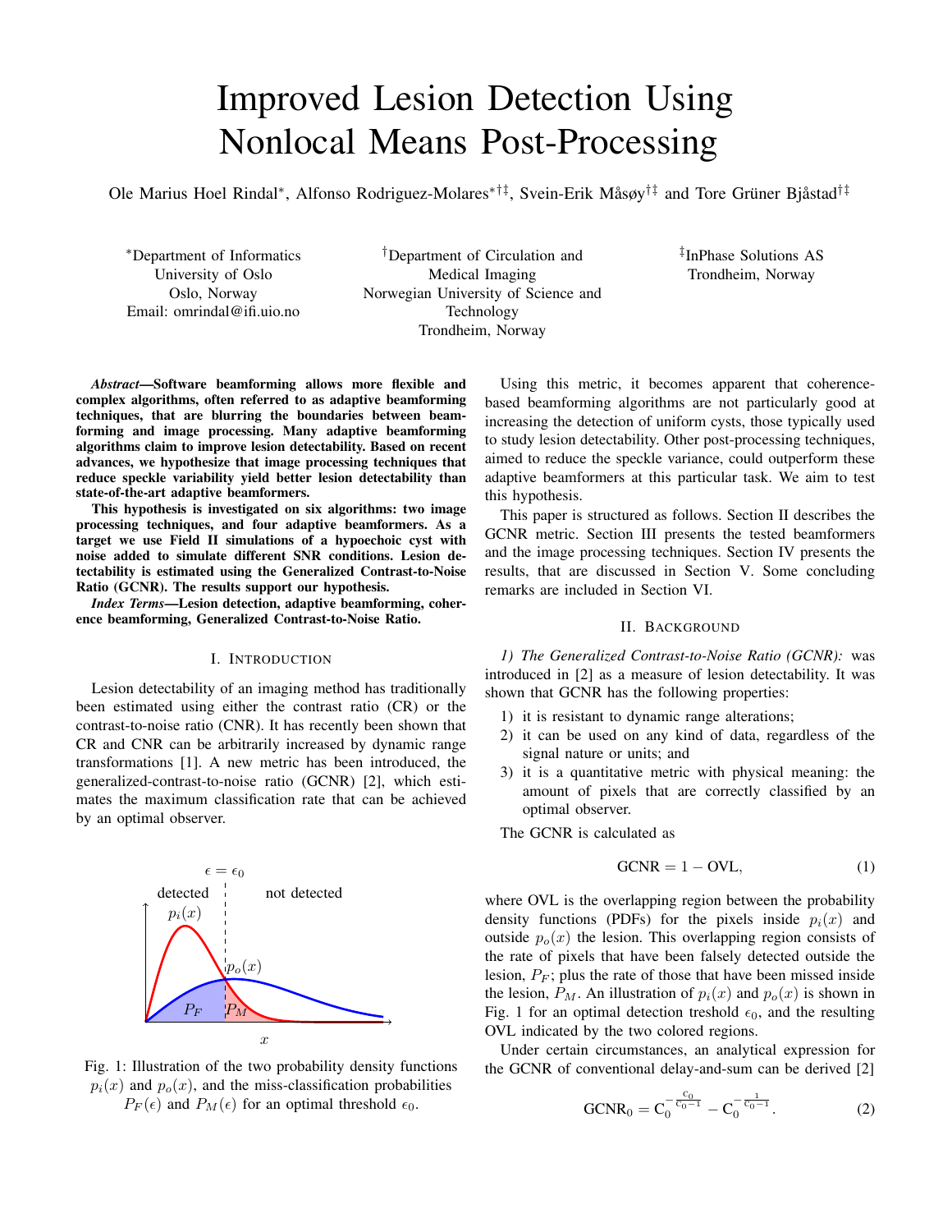# Improved Lesion Detection Using Nonlocal Means Post-Processing

Ole Marius Hoel Rindal*, Alfonso Rodriguez-Molares*†‡, Svein-Erik Måsøy†‡ and Tore Grüner Bjåstad†‡

*Department of Informatics
University of Oslo
Oslo, Norway
Email: omrindal@ifi.uio.no

†Department of Circulation and Medical Imaging
Norwegian University of Science and Technology
Trondheim, Norway

‡InPhase Solutions AS
Trondheim, Norway

***Abstract*—Software beamforming allows more flexible and complex algorithms, often referred to as adaptive beamforming techniques, that are blurring the boundaries between beamforming and image processing. Many adaptive beamforming algorithms claim to improve lesion detectability. Based on recent advances, we hypothesize that image processing techniques that reduce speckle variability yield better lesion detectability than state-of-the-art adaptive beamformers.**

**This hypothesis is investigated on six algorithms: two image processing techniques, and four adaptive beamformers. As a target we use Field II simulations of a hypoechoic cyst with noise added to simulate different SNR conditions. Lesion detectability is estimated using the Generalized Contrast-to-Noise Ratio (GCNR). The results support our hypothesis.**

***Index Terms*—Lesion detection, adaptive beamforming, coherence beamforming, Generalized Contrast-to-Noise Ratio.**

## I. Introduction

Lesion detectability of an imaging method has traditionally been estimated using either the contrast ratio (CR) or the contrast-to-noise ratio (CNR). It has recently been shown that CR and CNR can be arbitrarily increased by dynamic range transformations [1]. A new metric has been introduced, the generalized-contrast-to-noise ratio (GCNR) [2], which estimates the maximum classification rate that can be achieved by an optimal observer.

Fig. 1: Illustration of the two probability density functions $p_i(x)$ and $p_o(x)$, and the miss-classification probabilities $P_F(\epsilon)$ and $P_M(\epsilon)$ for an optimal threshold $\epsilon_0$.

Using this metric, it becomes apparent that coherence-based beamforming algorithms are not particularly good at increasing the detection of uniform cysts, those typically used to study lesion detectability. Other post-processing techniques, aimed to reduce the speckle variance, could outperform these adaptive beamformers at this particular task. We aim to test this hypothesis.

This paper is structured as follows. Section II describes the GCNR metric. Section III presents the tested beamformers and the image processing techniques. Section IV presents the results, that are discussed in Section V. Some concluding remarks are included in Section VI.

## II. Background

*1) The Generalized Contrast-to-Noise Ratio (GCNR):* was introduced in [2] as a measure of lesion detectability. It was shown that GCNR has the following properties:

1) it is resistant to dynamic range alterations;
2) it can be used on any kind of data, regardless of the signal nature or units; and
3) it is a quantitative metric with physical meaning: the amount of pixels that are correctly classified by an optimal observer.

The GCNR is calculated as

$$\text{GCNR} = 1 - \text{OVL}, \tag{1}$$

where OVL is the overlapping region between the probability density functions (PDFs) for the pixels inside $p_i(x)$ and outside $p_o(x)$ the lesion. This overlapping region consists of the rate of pixels that have been falsely detected outside the lesion, $P_F$; plus the rate of those that have been missed inside the lesion, $P_M$. An illustration of $p_i(x)$ and $p_o(x)$ is shown in Fig. 1 for an optimal detection treshold $\epsilon_0$, and the resulting OVL indicated by the two colored regions.

Under certain circumstances, an analytical expression for the GCNR of conventional delay-and-sum can be derived [2]

$$\text{GCNR}_0 = \text{C}_0^{-\frac{\text{C}_0}{\text{C}_0 - 1}} - \text{C}_0^{-\frac{1}{\text{C}_0 - 1}}. \tag{2}$$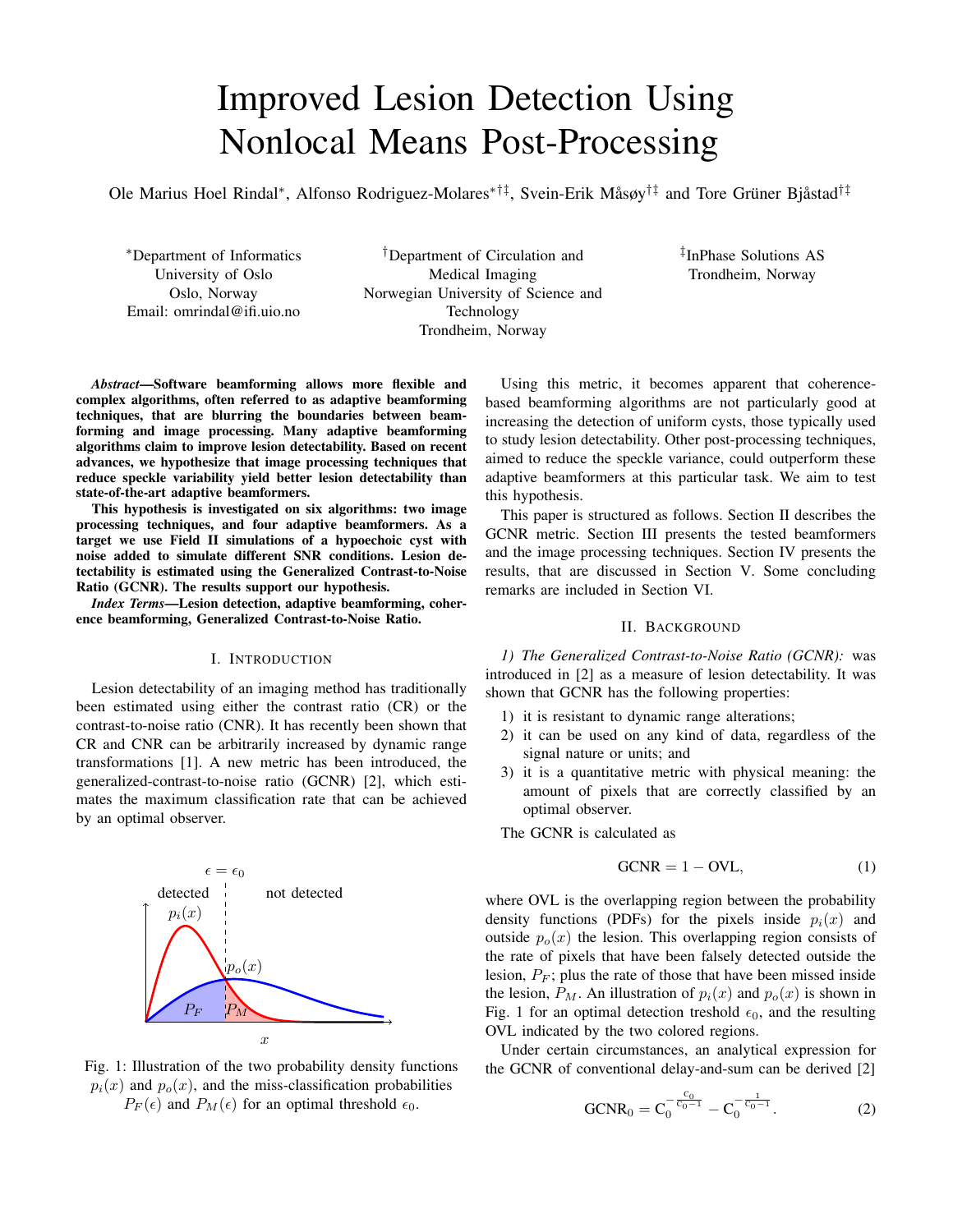# Improved Lesion Detection Using Nonlocal Means Post-Processing

Ole Marius Hoel Rindal*, Alfonso Rodriguez-Molares*†‡, Svein-Erik Måsøy†‡ and Tore Grüner Bjåstad†‡

*Department of Informatics
University of Oslo
Oslo, Norway
Email: omrindal@ifi.uio.no

†Department of Circulation and Medical Imaging
Norwegian University of Science and Technology
Trondheim, Norway

‡InPhase Solutions AS
Trondheim, Norway

***Abstract*—Software beamforming allows more flexible and complex algorithms, often referred to as adaptive beamforming techniques, that are blurring the boundaries between beamforming and image processing. Many adaptive beamforming algorithms claim to improve lesion detectability. Based on recent advances, we hypothesize that image processing techniques that reduce speckle variability yield better lesion detectability than state-of-the-art adaptive beamformers.**

**This hypothesis is investigated on six algorithms: two image processing techniques, and four adaptive beamformers. As a target we use Field II simulations of a hypoechoic cyst with noise added to simulate different SNR conditions. Lesion detectability is estimated using the Generalized Contrast-to-Noise Ratio (GCNR). The results support our hypothesis.**

***Index Terms*—Lesion detection, adaptive beamforming, coherence beamforming, Generalized Contrast-to-Noise Ratio.**

## I. Introduction

Lesion detectability of an imaging method has traditionally been estimated using either the contrast ratio (CR) or the contrast-to-noise ratio (CNR). It has recently been shown that CR and CNR can be arbitrarily increased by dynamic range transformations [1]. A new metric has been introduced, the generalized-contrast-to-noise ratio (GCNR) [2], which estimates the maximum classification rate that can be achieved by an optimal observer.

Fig. 1: Illustration of the two probability density functions $p_i(x)$ and $p_o(x)$, and the miss-classification probabilities $P_F(\epsilon)$ and $P_M(\epsilon)$ for an optimal threshold $\epsilon_0$.

Using this metric, it becomes apparent that coherence-based beamforming algorithms are not particularly good at increasing the detection of uniform cysts, those typically used to study lesion detectability. Other post-processing techniques, aimed to reduce the speckle variance, could outperform these adaptive beamformers at this particular task. We aim to test this hypothesis.

This paper is structured as follows. Section II describes the GCNR metric. Section III presents the tested beamformers and the image processing techniques. Section IV presents the results, that are discussed in Section V. Some concluding remarks are included in Section VI.

## II. Background

*1) The Generalized Contrast-to-Noise Ratio (GCNR):* was introduced in [2] as a measure of lesion detectability. It was shown that GCNR has the following properties:

1) it is resistant to dynamic range alterations;
2) it can be used on any kind of data, regardless of the signal nature or units; and
3) it is a quantitative metric with physical meaning: the amount of pixels that are correctly classified by an optimal observer.

The GCNR is calculated as

$$\text{GCNR} = 1 - \text{OVL}, \tag{1}$$

where OVL is the overlapping region between the probability density functions (PDFs) for the pixels inside $p_i(x)$ and outside $p_o(x)$ the lesion. This overlapping region consists of the rate of pixels that have been falsely detected outside the lesion, $P_F$; plus the rate of those that have been missed inside the lesion, $P_M$. An illustration of $p_i(x)$ and $p_o(x)$ is shown in Fig. 1 for an optimal detection treshold $\epsilon_0$, and the resulting OVL indicated by the two colored regions.

Under certain circumstances, an analytical expression for the GCNR of conventional delay-and-sum can be derived [2]

$$\text{GCNR}_0 = \text{C}_0^{-\frac{\text{C}_0}{\text{C}_0-1}} - \text{C}_0^{-\frac{1}{\text{C}_0-1}}. \tag{2}$$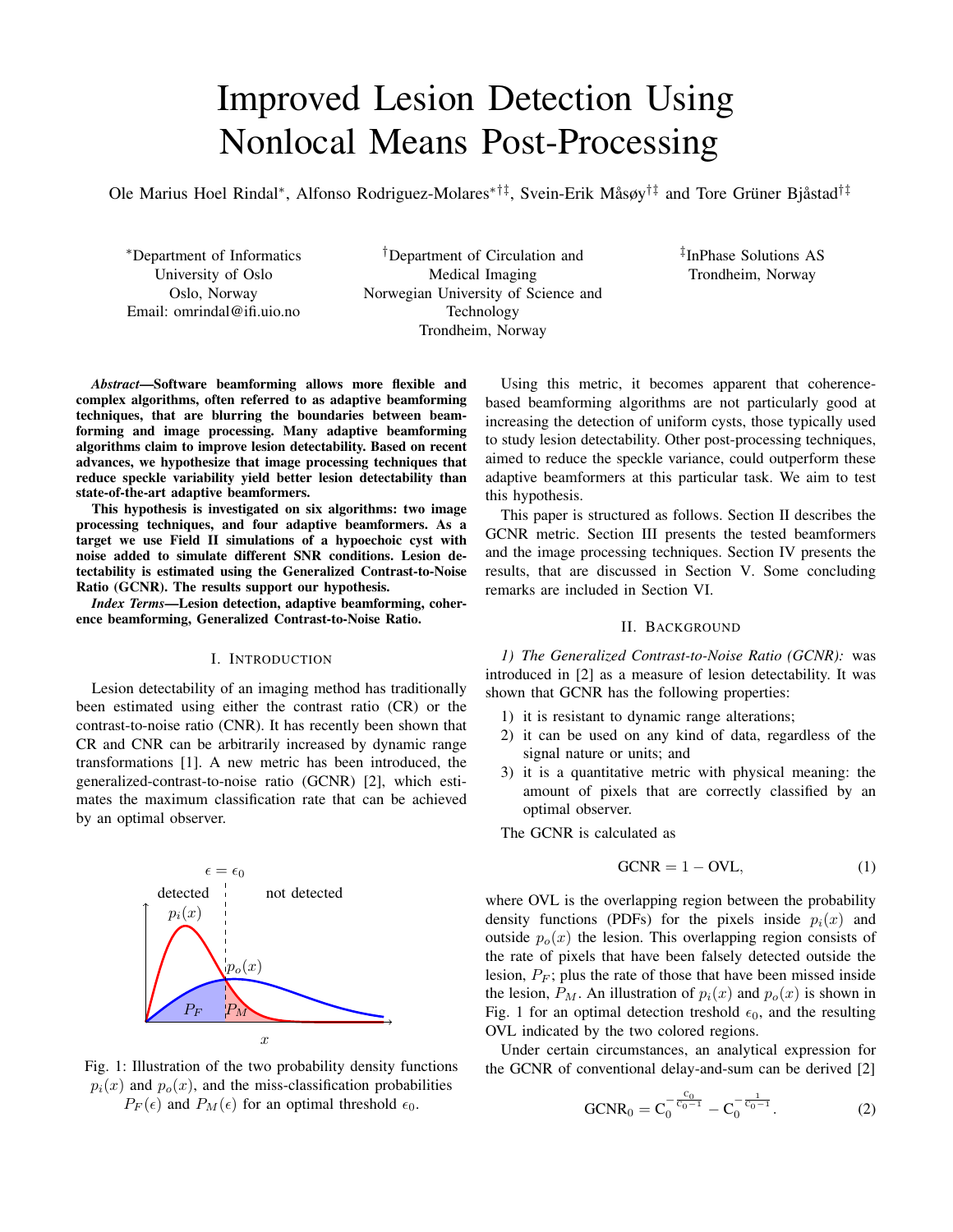# Improved Lesion Detection Using Nonlocal Means Post-Processing

Ole Marius Hoel Rindal*, Alfonso Rodriguez-Molares*†‡, Svein-Erik Måsøy†‡ and Tore Grüner Bjåstad†‡

*Department of Informatics
University of Oslo
Oslo, Norway
Email: omrindal@ifi.uio.no

†Department of Circulation and Medical Imaging
Norwegian University of Science and Technology
Trondheim, Norway

‡InPhase Solutions AS
Trondheim, Norway

***Abstract*—Software beamforming allows more flexible and complex algorithms, often referred to as adaptive beamforming techniques, that are blurring the boundaries between beamforming and image processing. Many adaptive beamforming algorithms claim to improve lesion detectability. Based on recent advances, we hypothesize that image processing techniques that reduce speckle variability yield better lesion detectability than state-of-the-art adaptive beamformers.**

**This hypothesis is investigated on six algorithms: two image processing techniques, and four adaptive beamformers. As a target we use Field II simulations of a hypoechoic cyst with noise added to simulate different SNR conditions. Lesion detectability is estimated using the Generalized Contrast-to-Noise Ratio (GCNR). The results support our hypothesis.**

***Index Terms*—Lesion detection, adaptive beamforming, coherence beamforming, Generalized Contrast-to-Noise Ratio.**

## I. Introduction

Lesion detectability of an imaging method has traditionally been estimated using either the contrast ratio (CR) or the contrast-to-noise ratio (CNR). It has recently been shown that CR and CNR can be arbitrarily increased by dynamic range transformations [1]. A new metric has been introduced, the generalized-contrast-to-noise ratio (GCNR) [2], which estimates the maximum classification rate that can be achieved by an optimal observer.

Fig. 1: Illustration of the two probability density functions $p_i(x)$ and $p_o(x)$, and the miss-classification probabilities $P_F(\epsilon)$ and $P_M(\epsilon)$ for an optimal threshold $\epsilon_0$.

Using this metric, it becomes apparent that coherence-based beamforming algorithms are not particularly good at increasing the detection of uniform cysts, those typically used to study lesion detectability. Other post-processing techniques, aimed to reduce the speckle variance, could outperform these adaptive beamformers at this particular task. We aim to test this hypothesis.

This paper is structured as follows. Section II describes the GCNR metric. Section III presents the tested beamformers and the image processing techniques. Section IV presents the results, that are discussed in Section V. Some concluding remarks are included in Section VI.

## II. Background

*1) The Generalized Contrast-to-Noise Ratio (GCNR):* was introduced in [2] as a measure of lesion detectability. It was shown that GCNR has the following properties:

1) it is resistant to dynamic range alterations;
2) it can be used on any kind of data, regardless of the signal nature or units; and
3) it is a quantitative metric with physical meaning: the amount of pixels that are correctly classified by an optimal observer.

The GCNR is calculated as

$$\text{GCNR} = 1 - \text{OVL}, \tag{1}$$

where OVL is the overlapping region between the probability density functions (PDFs) for the pixels inside $p_i(x)$ and outside $p_o(x)$ the lesion. This overlapping region consists of the rate of pixels that have been falsely detected outside the lesion, $P_F$; plus the rate of those that have been missed inside the lesion, $P_M$. An illustration of $p_i(x)$ and $p_o(x)$ is shown in Fig. 1 for an optimal detection treshold $\epsilon_0$, and the resulting OVL indicated by the two colored regions.

Under certain circumstances, an analytical expression for the GCNR of conventional delay-and-sum can be derived [2]

$$\text{GCNR}_0 = \text{C}_0^{-\frac{\text{C}_0}{\text{C}_0-1}} - \text{C}_0^{-\frac{1}{\text{C}_0-1}}. \tag{2}$$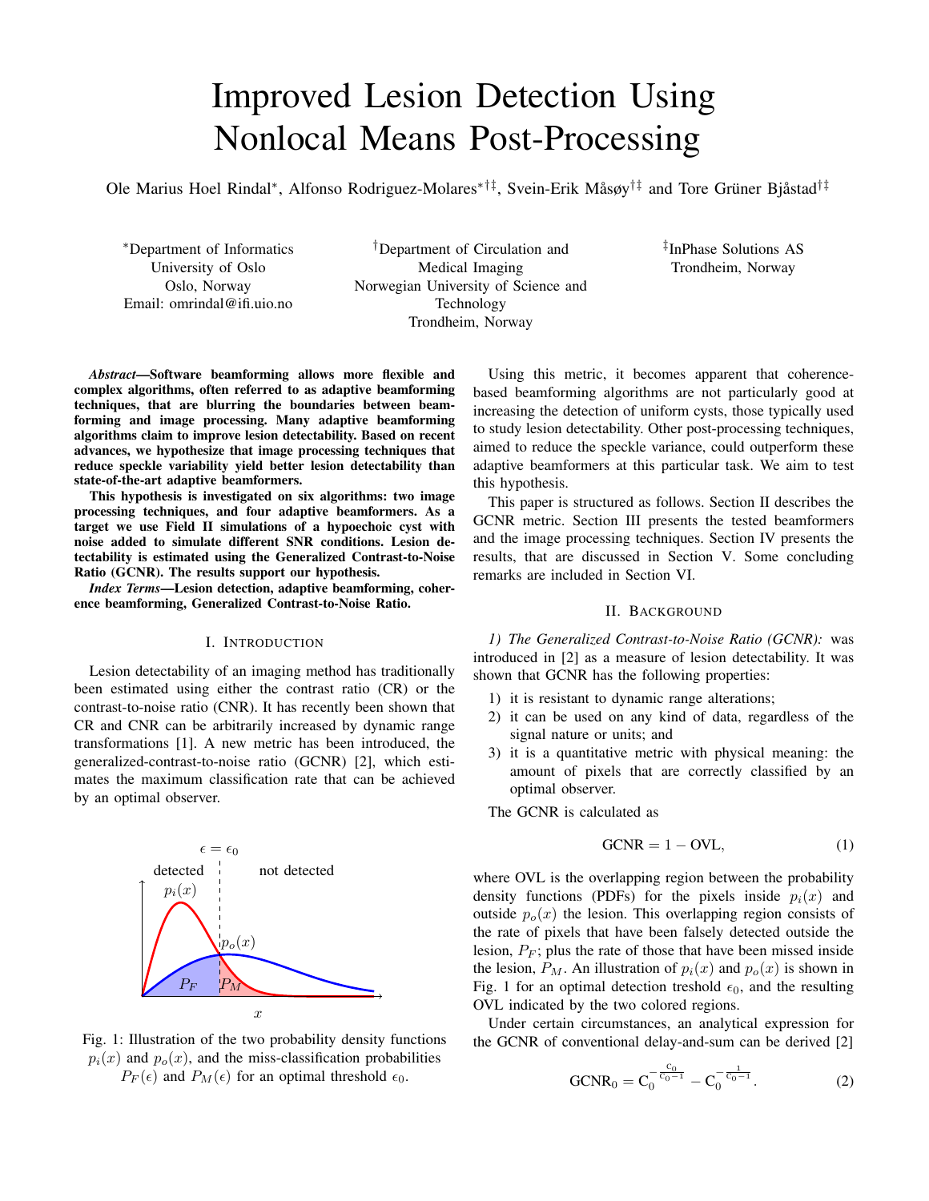# Improved Lesion Detection Using Nonlocal Means Post-Processing

Ole Marius Hoel Rindal*, Alfonso Rodriguez-Molares*†‡, Svein-Erik Måsøy†‡ and Tore Grüner Bjåstad†‡

*Department of Informatics
University of Oslo
Oslo, Norway
Email: omrindal@ifi.uio.no

†Department of Circulation and
Medical Imaging
Norwegian University of Science and
Technology
Trondheim, Norway

‡InPhase Solutions AS
Trondheim, Norway

***Abstract*—Software beamforming allows more flexible and complex algorithms, often referred to as adaptive beamforming techniques, that are blurring the boundaries between beamforming and image processing. Many adaptive beamforming algorithms claim to improve lesion detectability. Based on recent advances, we hypothesize that image processing techniques that reduce speckle variability yield better lesion detectability than state-of-the-art adaptive beamformers.**

**This hypothesis is investigated on six algorithms: two image processing techniques, and four adaptive beamformers. As a target we use Field II simulations of a hypoechoic cyst with noise added to simulate different SNR conditions. Lesion detectability is estimated using the Generalized Contrast-to-Noise Ratio (GCNR). The results support our hypothesis.**

***Index Terms*—Lesion detection, adaptive beamforming, coherence beamforming, Generalized Contrast-to-Noise Ratio.**

## I. Introduction

Lesion detectability of an imaging method has traditionally been estimated using either the contrast ratio (CR) or the contrast-to-noise ratio (CNR). It has recently been shown that CR and CNR can be arbitrarily increased by dynamic range transformations [1]. A new metric has been introduced, the generalized-contrast-to-noise ratio (GCNR) [2], which estimates the maximum classification rate that can be achieved by an optimal observer.

$\epsilon = \epsilon_0$

detected

not detected

$p_i(x)$

$p_o(x)$

$P_F$

$P_M$

$x$

Fig. 1: Illustration of the two probability density functions $p_i(x)$ and $p_o(x)$, and the miss-classification probabilities $P_F(\epsilon)$ and $P_M(\epsilon)$ for an optimal threshold $\epsilon_0$.

Using this metric, it becomes apparent that coherence-based beamforming algorithms are not particularly good at increasing the detection of uniform cysts, those typically used to study lesion detectability. Other post-processing techniques, aimed to reduce the speckle variance, could outperform these adaptive beamformers at this particular task. We aim to test this hypothesis.

This paper is structured as follows. Section II describes the GCNR metric. Section III presents the tested beamformers and the image processing techniques. Section IV presents the results, that are discussed in Section V. Some concluding remarks are included in Section VI.

## II. Background

*1) The Generalized Contrast-to-Noise Ratio (GCNR):* was introduced in [2] as a measure of lesion detectability. It was shown that GCNR has the following properties:

1) it is resistant to dynamic range alterations;
2) it can be used on any kind of data, regardless of the signal nature or units; and
3) it is a quantitative metric with physical meaning: the amount of pixels that are correctly classified by an optimal observer.

The GCNR is calculated as

$$\text{GCNR} = 1 - \text{OVL}, \tag{1}$$

where OVL is the overlapping region between the probability density functions (PDFs) for the pixels inside $p_i(x)$ and outside $p_o(x)$ the lesion. This overlapping region consists of the rate of pixels that have been falsely detected outside the lesion, $P_F$; plus the rate of those that have been missed inside the lesion, $P_M$. An illustration of $p_i(x)$ and $p_o(x)$ is shown in Fig. 1 for an optimal detection treshold $\epsilon_0$, and the resulting OVL indicated by the two colored regions.

Under certain circumstances, an analytical expression for the GCNR of conventional delay-and-sum can be derived [2]

$$\text{GCNR}_0 = \text{C}_0^{-\frac{\text{C}_0}{\text{C}_0 - 1}} - \text{C}_0^{-\frac{1}{\text{C}_0 - 1}}. \tag{2}$$